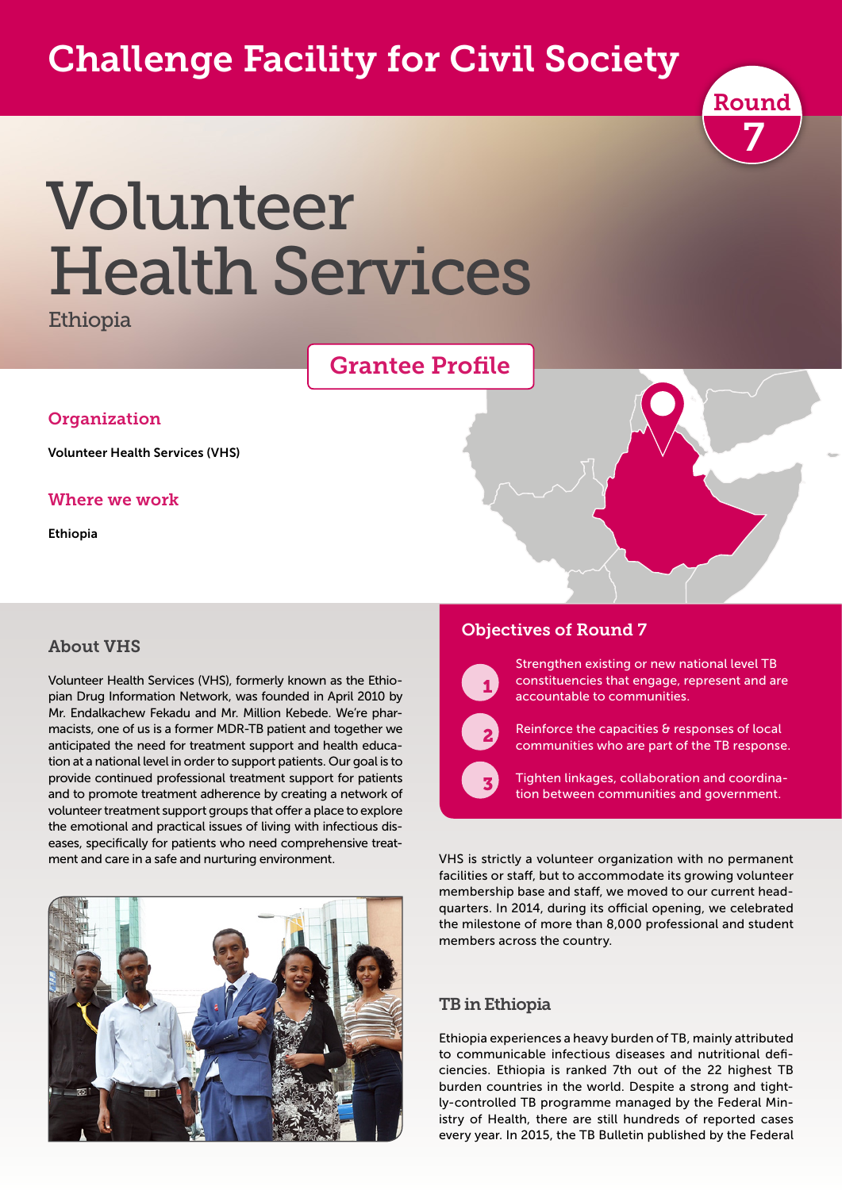# Challenge Facility for Civil Society

Round 7

# Volunteer Health Services

Ethiopia

## Grantee Profile

### Organization

Volunteer Health Services (VHS)

### Where we work

Ethiopia

## About VHS

Volunteer Health Services (VHS), formerly known as the Ethiopian Drug Information Network, was founded in April 2010 by Mr. Endalkachew Fekadu and Mr. Million Kebede. We're pharmacists, one of us is a former MDR-TB patient and together we anticipated the need for treatment support and health education at a national level in order to support patients. Our goal is to provide continued professional treatment support for patients and to promote treatment adherence by creating a network of volunteer treatment support groups that offer a place to explore the emotional and practical issues of living with infectious diseases, specifically for patients who need comprehensive treatment and care in a safe and nurturing environment.

## Objectives of Round 7

1. Strengthen existing or new national level TB constituencies that engage, represent and are accountable to communities.
2. Reinforce the capacities & responses of local communities who are part of the TB response.
3. Tighten linkages, collaboration and coordination between communities and government.

VHS is strictly a volunteer organization with no permanent facilities or staff, but to accommodate its growing volunteer membership base and staff, we moved to our current headquarters. In 2014, during its official opening, we celebrated the milestone of more than 8,000 professional and student members across the country.

## TB in Ethiopia

Ethiopia experiences a heavy burden of TB, mainly attributed to communicable infectious diseases and nutritional deficiencies. Ethiopia is ranked 7th out of the 22 highest TB burden countries in the world. Despite a strong and tightly-controlled TB programme managed by the Federal Ministry of Health, there are still hundreds of reported cases every year. In 2015, the TB Bulletin published by the Federal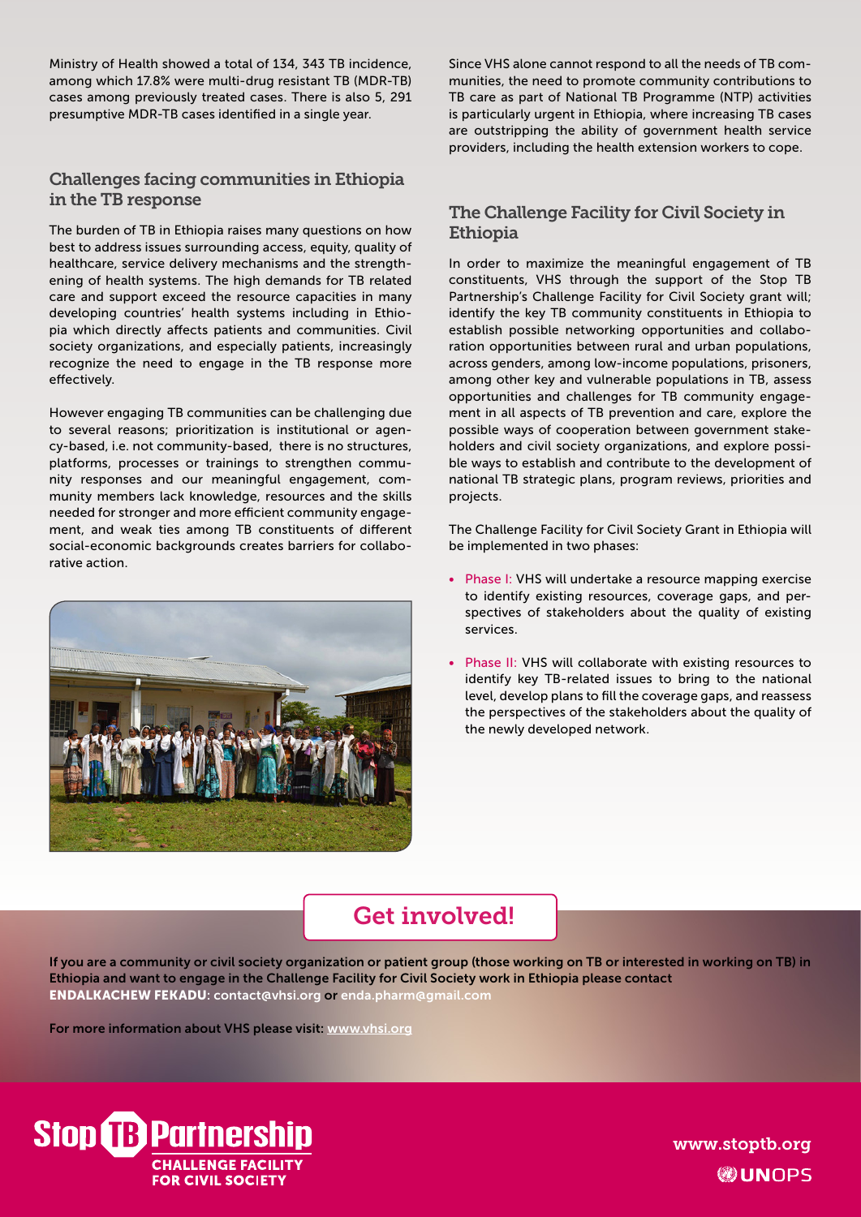Ministry of Health showed a total of 134, 343 TB incidence, among which 17.8% were multi-drug resistant TB (MDR-TB) cases among previously treated cases. There is also 5, 291 presumptive MDR-TB cases identified in a single year.

## Challenges facing communities in Ethiopia in the TB response

The burden of TB in Ethiopia raises many questions on how best to address issues surrounding access, equity, quality of healthcare, service delivery mechanisms and the strengthening of health systems. The high demands for TB related care and support exceed the resource capacities in many developing countries' health systems including in Ethiopia which directly affects patients and communities. Civil society organizations, and especially patients, increasingly recognize the need to engage in the TB response more effectively.

However engaging TB communities can be challenging due to several reasons; prioritization is institutional or agency-based, i.e. not community-based, there is no structures, platforms, processes or trainings to strengthen community responses and our meaningful engagement, community members lack knowledge, resources and the skills needed for stronger and more efficient community engagement, and weak ties among TB constituents of different social-economic backgrounds creates barriers for collaborative action.

Since VHS alone cannot respond to all the needs of TB communities, the need to promote community contributions to TB care as part of National TB Programme (NTP) activities is particularly urgent in Ethiopia, where increasing TB cases are outstripping the ability of government health service providers, including the health extension workers to cope.

## The Challenge Facility for Civil Society in Ethiopia

In order to maximize the meaningful engagement of TB constituents, VHS through the support of the Stop TB Partnership's Challenge Facility for Civil Society grant will; identify the key TB community constituents in Ethiopia to establish possible networking opportunities and collaboration opportunities between rural and urban populations, across genders, among low-income populations, prisoners, among other key and vulnerable populations in TB, assess opportunities and challenges for TB community engagement in all aspects of TB prevention and care, explore the possible ways of cooperation between government stakeholders and civil society organizations, and explore possible ways to establish and contribute to the development of national TB strategic plans, program reviews, priorities and projects.

The Challenge Facility for Civil Society Grant in Ethiopia will be implemented in two phases:

- Phase I: VHS will undertake a resource mapping exercise to identify existing resources, coverage gaps, and perspectives of stakeholders about the quality of existing services.
- Phase II: VHS will collaborate with existing resources to identify key TB-related issues to bring to the national level, develop plans to fill the coverage gaps, and reassess the perspectives of the stakeholders about the quality of the newly developed network.

## Get involved!

**If you are a community or civil society organization or patient group (those working on TB or interested in working on TB) in Ethiopia and want to engage in the Challenge Facility for Civil Society work in Ethiopia please contact ENDALKACHEW FEKADU: contact@vhsi.org or enda.pharm@gmail.com**

**For more information about VHS please visit: www.vhsi.org**

Stop TB Partnership
CHALLENGE FACILITY FOR CIVIL SOCIETY

www.stoptb.org
UNOPS